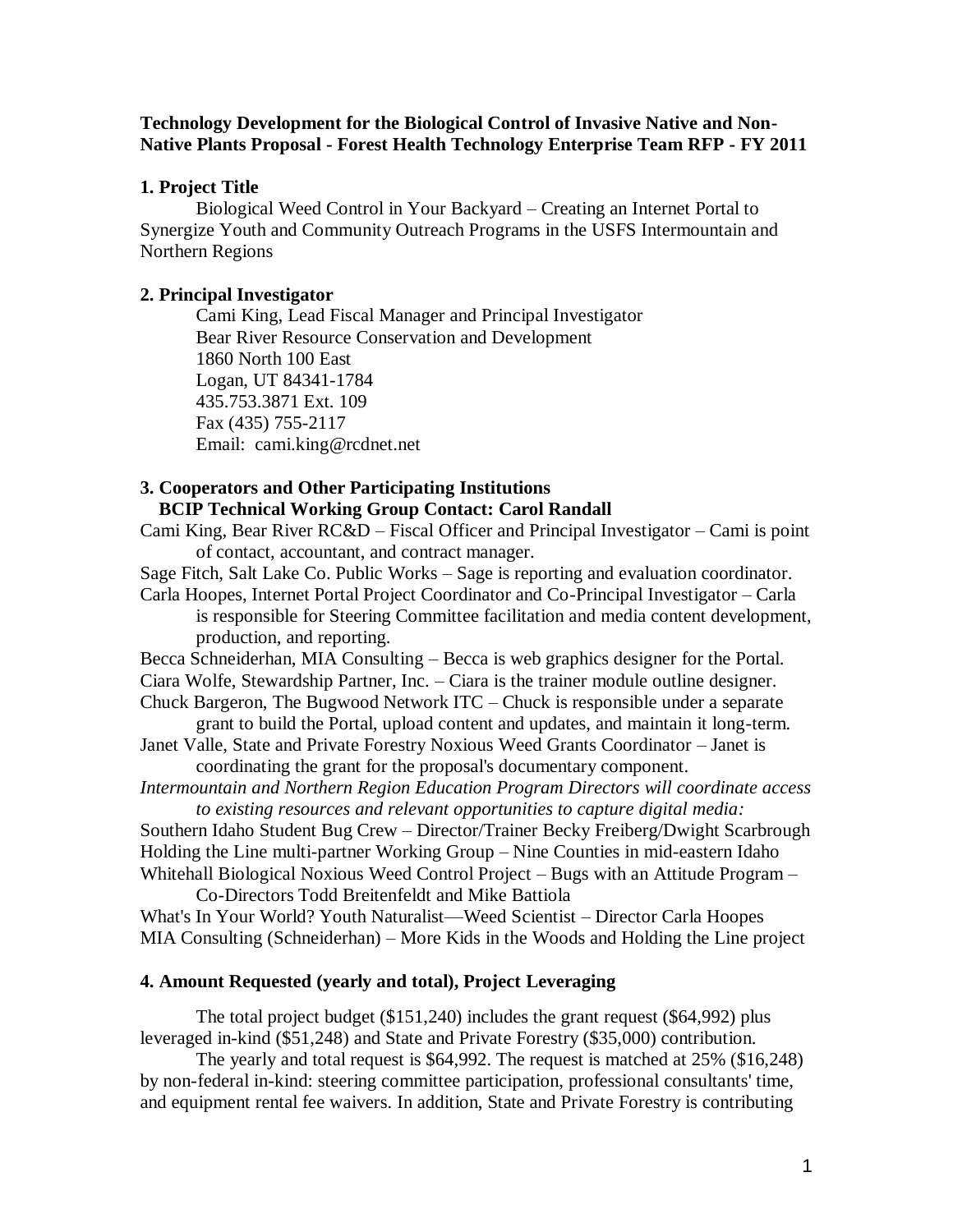**Technology Development for the Biological Control of Invasive Native and Non-Native Plants Proposal - Forest Health Technology Enterprise Team RFP - FY 2011**

### 1. Project Title

Biological Weed Control in Your Backyard – Creating an Internet Portal to Synergize Youth and Community Outreach Programs in the USFS Intermountain and Northern Regions

### 2. Principal Investigator

Cami King, Lead Fiscal Manager and Principal Investigator
Bear River Resource Conservation and Development
1860 North 100 East
Logan, UT 84341-1784
435.753.3871 Ext. 109
Fax (435) 755-2117
Email: cami.king@rcdnet.net

### 3. Cooperators and Other Participating Institutions

**BCIP Technical Working Group Contact: Carol Randall**

Cami King, Bear River RC&D – Fiscal Officer and Principal Investigator – Cami is point of contact, accountant, and contract manager.

Sage Fitch, Salt Lake Co. Public Works – Sage is reporting and evaluation coordinator.

Carla Hoopes, Internet Portal Project Coordinator and Co-Principal Investigator – Carla is responsible for Steering Committee facilitation and media content development, production, and reporting.

Becca Schneiderhan, MIA Consulting – Becca is web graphics designer for the Portal.

Ciara Wolfe, Stewardship Partner, Inc. – Ciara is the trainer module outline designer.

Chuck Bargeron, The Bugwood Network ITC – Chuck is responsible under a separate grant to build the Portal, upload content and updates, and maintain it long-term.

Janet Valle, State and Private Forestry Noxious Weed Grants Coordinator – Janet is coordinating the grant for the proposal's documentary component.

*Intermountain and Northern Region Education Program Directors will coordinate access to existing resources and relevant opportunities to capture digital media:*

Southern Idaho Student Bug Crew – Director/Trainer Becky Freiberg/Dwight Scarbrough

Holding the Line multi-partner Working Group – Nine Counties in mid-eastern Idaho

Whitehall Biological Noxious Weed Control Project – Bugs with an Attitude Program – Co-Directors Todd Breitenfeldt and Mike Battiola

What's In Your World? Youth Naturalist—Weed Scientist – Director Carla Hoopes

MIA Consulting (Schneiderhan) – More Kids in the Woods and Holding the Line project

### 4. Amount Requested (yearly and total), Project Leveraging

The total project budget ($151,240) includes the grant request ($64,992) plus leveraged in-kind ($51,248) and State and Private Forestry ($35,000) contribution.

The yearly and total request is $64,992. The request is matched at 25% ($16,248) by non-federal in-kind: steering committee participation, professional consultants' time, and equipment rental fee waivers. In addition, State and Private Forestry is contributing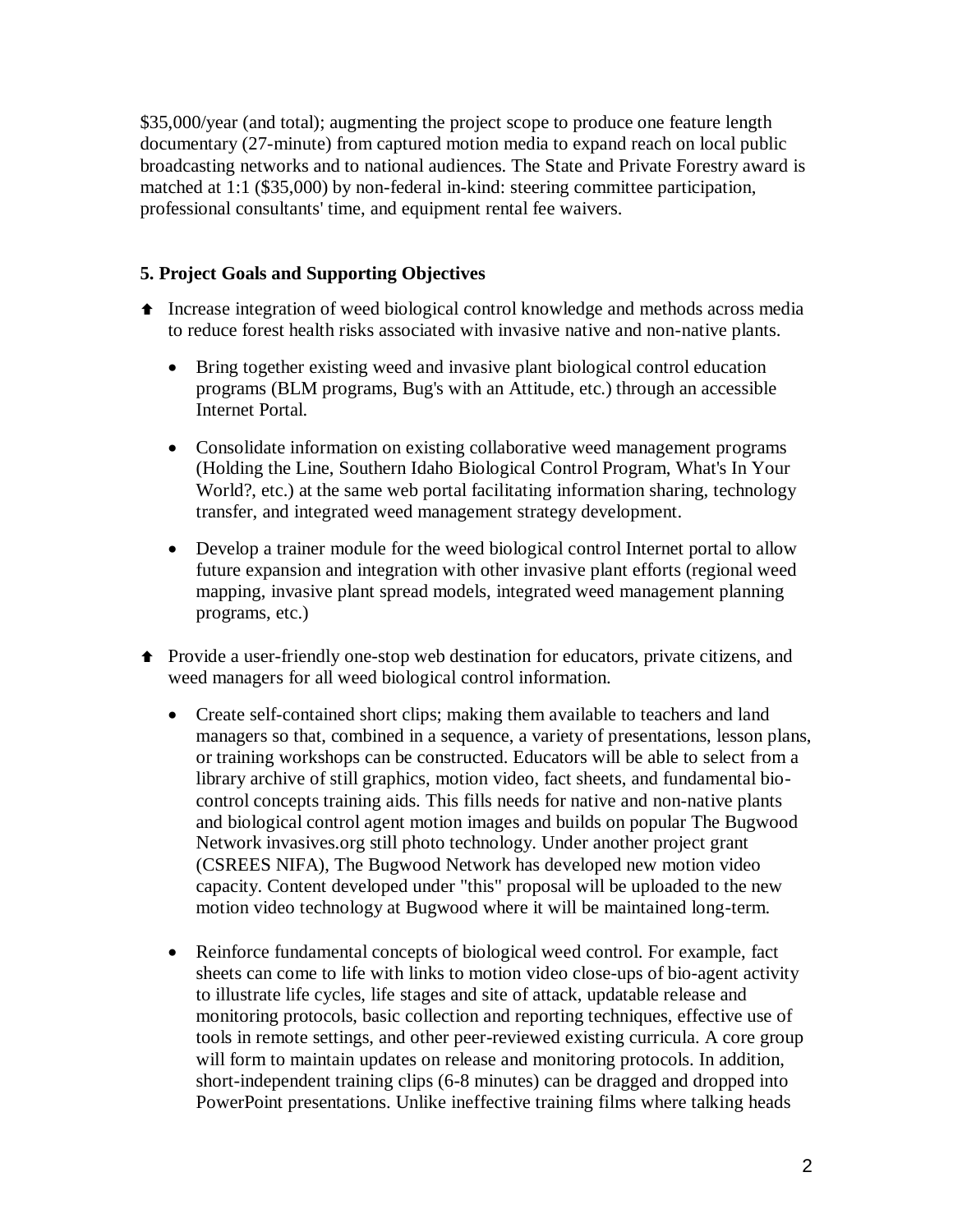$35,000/year (and total); augmenting the project scope to produce one feature length documentary (27-minute) from captured motion media to expand reach on local public broadcasting networks and to national audiences. The State and Private Forestry award is matched at 1:1 ($35,000) by non-federal in-kind: steering committee participation, professional consultants' time, and equipment rental fee waivers.

**5. Project Goals and Supporting Objectives**

- Increase integration of weed biological control knowledge and methods across media to reduce forest health risks associated with invasive native and non-native plants.
    - Bring together existing weed and invasive plant biological control education programs (BLM programs, Bug's with an Attitude, etc.) through an accessible Internet Portal.
    - Consolidate information on existing collaborative weed management programs (Holding the Line, Southern Idaho Biological Control Program, What's In Your World?, etc.) at the same web portal facilitating information sharing, technology transfer, and integrated weed management strategy development.
    - Develop a trainer module for the weed biological control Internet portal to allow future expansion and integration with other invasive plant efforts (regional weed mapping, invasive plant spread models, integrated weed management planning programs, etc.)
- Provide a user-friendly one-stop web destination for educators, private citizens, and weed managers for all weed biological control information.
    - Create self-contained short clips; making them available to teachers and land managers so that, combined in a sequence, a variety of presentations, lesson plans, or training workshops can be constructed. Educators will be able to select from a library archive of still graphics, motion video, fact sheets, and fundamental bio-control concepts training aids. This fills needs for native and non-native plants and biological control agent motion images and builds on popular The Bugwood Network invasives.org still photo technology. Under another project grant (CSREES NIFA), The Bugwood Network has developed new motion video capacity. Content developed under "this" proposal will be uploaded to the new motion video technology at Bugwood where it will be maintained long-term.
    - Reinforce fundamental concepts of biological weed control. For example, fact sheets can come to life with links to motion video close-ups of bio-agent activity to illustrate life cycles, life stages and site of attack, updatable release and monitoring protocols, basic collection and reporting techniques, effective use of tools in remote settings, and other peer-reviewed existing curricula. A core group will form to maintain updates on release and monitoring protocols. In addition, short-independent training clips (6-8 minutes) can be dragged and dropped into PowerPoint presentations. Unlike ineffective training films where talking heads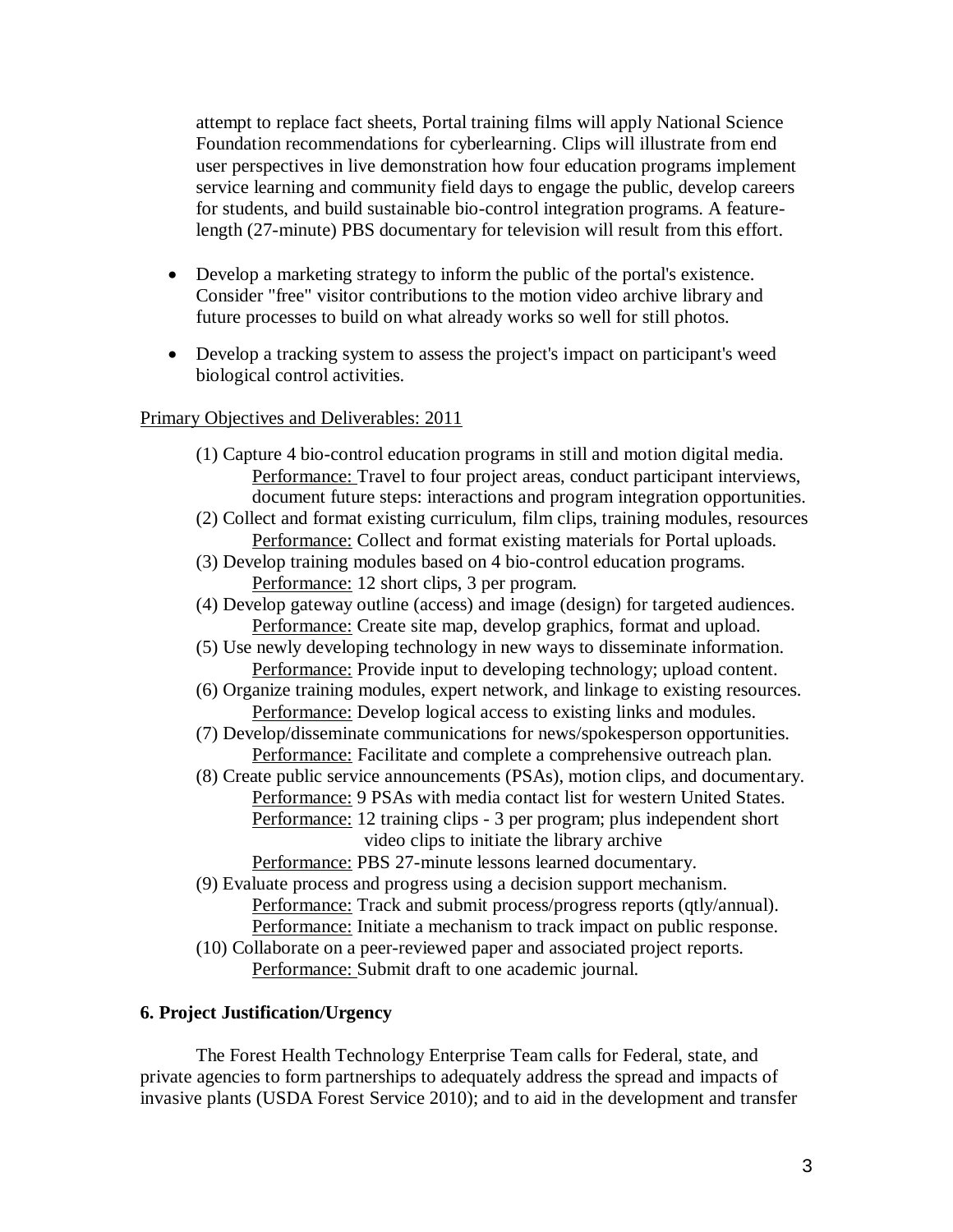attempt to replace fact sheets, Portal training films will apply National Science Foundation recommendations for cyberlearning. Clips will illustrate from end user perspectives in live demonstration how four education programs implement service learning and community field days to engage the public, develop careers for students, and build sustainable bio-control integration programs. A feature-length (27-minute) PBS documentary for television will result from this effort.

- Develop a marketing strategy to inform the public of the portal's existence. Consider "free" visitor contributions to the motion video archive library and future processes to build on what already works so well for still photos.
- Develop a tracking system to assess the project's impact on participant's weed biological control activities.

<u>Primary Objectives and Deliverables: 2011</u>

(1) Capture 4 bio-control education programs in still and motion digital media.
 <u>Performance:</u> Travel to four project areas, conduct participant interviews, document future steps: interactions and program integration opportunities.

(2) Collect and format existing curriculum, film clips, training modules, resources
 <u>Performance:</u> Collect and format existing materials for Portal uploads.

(3) Develop training modules based on 4 bio-control education programs.
 <u>Performance:</u> 12 short clips, 3 per program.

(4) Develop gateway outline (access) and image (design) for targeted audiences.
 <u>Performance:</u> Create site map, develop graphics, format and upload.

(5) Use newly developing technology in new ways to disseminate information.
 <u>Performance:</u> Provide input to developing technology; upload content.

(6) Organize training modules, expert network, and linkage to existing resources.
 <u>Performance:</u> Develop logical access to existing links and modules.

(7) Develop/disseminate communications for news/spokesperson opportunities.
 <u>Performance:</u> Facilitate and complete a comprehensive outreach plan.

(8) Create public service announcements (PSAs), motion clips, and documentary.
 <u>Performance:</u> 9 PSAs with media contact list for western United States.
 <u>Performance:</u> 12 training clips - 3 per program; plus independent short video clips to initiate the library archive
 <u>Performance:</u> PBS 27-minute lessons learned documentary.

(9) Evaluate process and progress using a decision support mechanism.
 <u>Performance:</u> Track and submit process/progress reports (qtly/annual).
 <u>Performance:</u> Initiate a mechanism to track impact on public response.

(10) Collaborate on a peer-reviewed paper and associated project reports.
 <u>Performance:</u> Submit draft to one academic journal.

**6. Project Justification/Urgency**

The Forest Health Technology Enterprise Team calls for Federal, state, and private agencies to form partnerships to adequately address the spread and impacts of invasive plants (USDA Forest Service 2010); and to aid in the development and transfer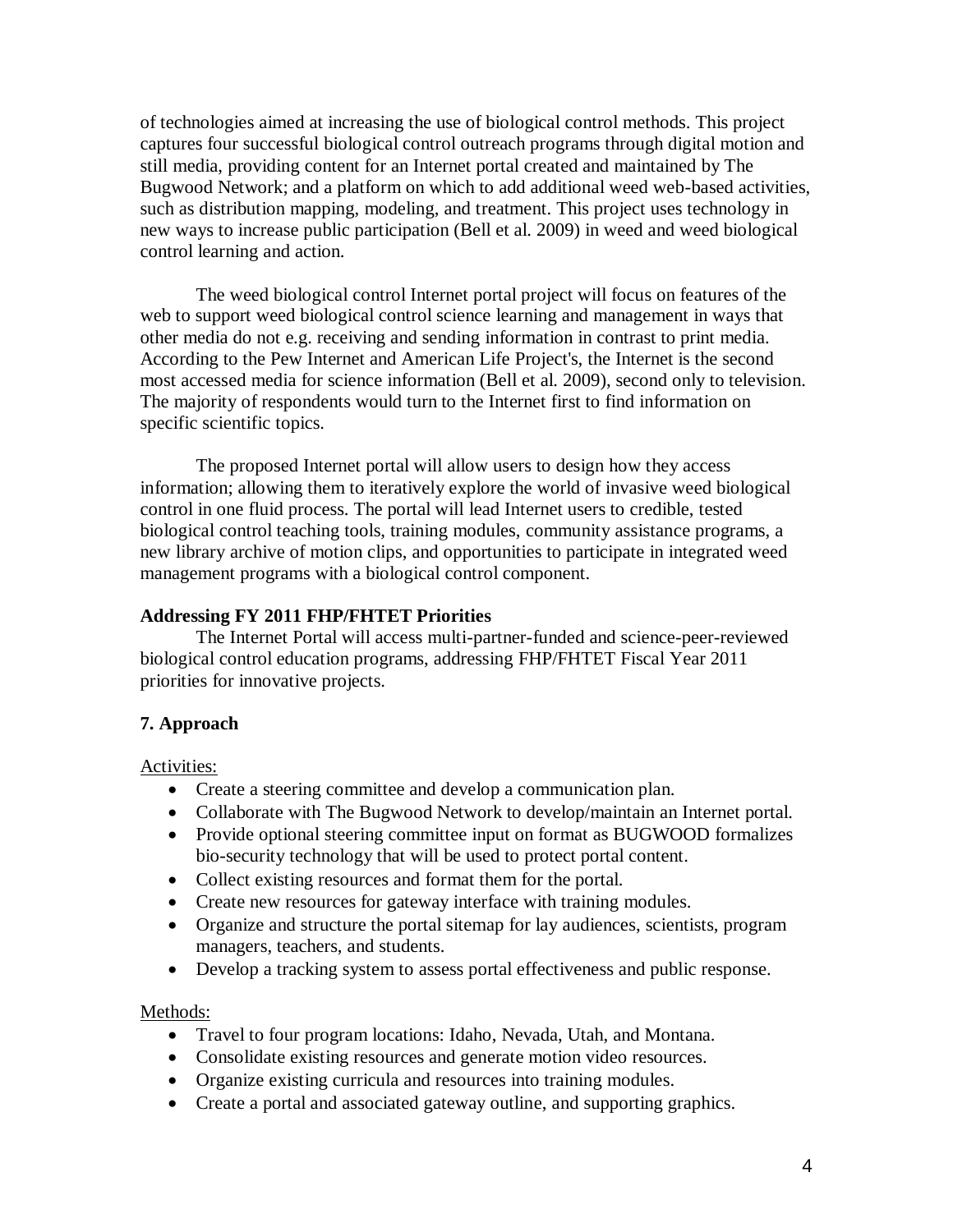of technologies aimed at increasing the use of biological control methods. This project captures four successful biological control outreach programs through digital motion and still media, providing content for an Internet portal created and maintained by The Bugwood Network; and a platform on which to add additional weed web-based activities, such as distribution mapping, modeling, and treatment. This project uses technology in new ways to increase public participation (Bell et al. 2009) in weed and weed biological control learning and action.

The weed biological control Internet portal project will focus on features of the web to support weed biological control science learning and management in ways that other media do not e.g. receiving and sending information in contrast to print media. According to the Pew Internet and American Life Project's, the Internet is the second most accessed media for science information (Bell et al. 2009), second only to television. The majority of respondents would turn to the Internet first to find information on specific scientific topics.

The proposed Internet portal will allow users to design how they access information; allowing them to iteratively explore the world of invasive weed biological control in one fluid process. The portal will lead Internet users to credible, tested biological control teaching tools, training modules, community assistance programs, a new library archive of motion clips, and opportunities to participate in integrated weed management programs with a biological control component.

**Addressing FY 2011 FHP/FHTET Priorities**

The Internet Portal will access multi-partner-funded and science-peer-reviewed biological control education programs, addressing FHP/FHTET Fiscal Year 2011 priorities for innovative projects.

## 7. Approach

Activities:

- Create a steering committee and develop a communication plan.
- Collaborate with The Bugwood Network to develop/maintain an Internet portal.
- Provide optional steering committee input on format as BUGWOOD formalizes bio-security technology that will be used to protect portal content.
- Collect existing resources and format them for the portal.
- Create new resources for gateway interface with training modules.
- Organize and structure the portal sitemap for lay audiences, scientists, program managers, teachers, and students.
- Develop a tracking system to assess portal effectiveness and public response.

Methods:

- Travel to four program locations: Idaho, Nevada, Utah, and Montana.
- Consolidate existing resources and generate motion video resources.
- Organize existing curricula and resources into training modules.
- Create a portal and associated gateway outline, and supporting graphics.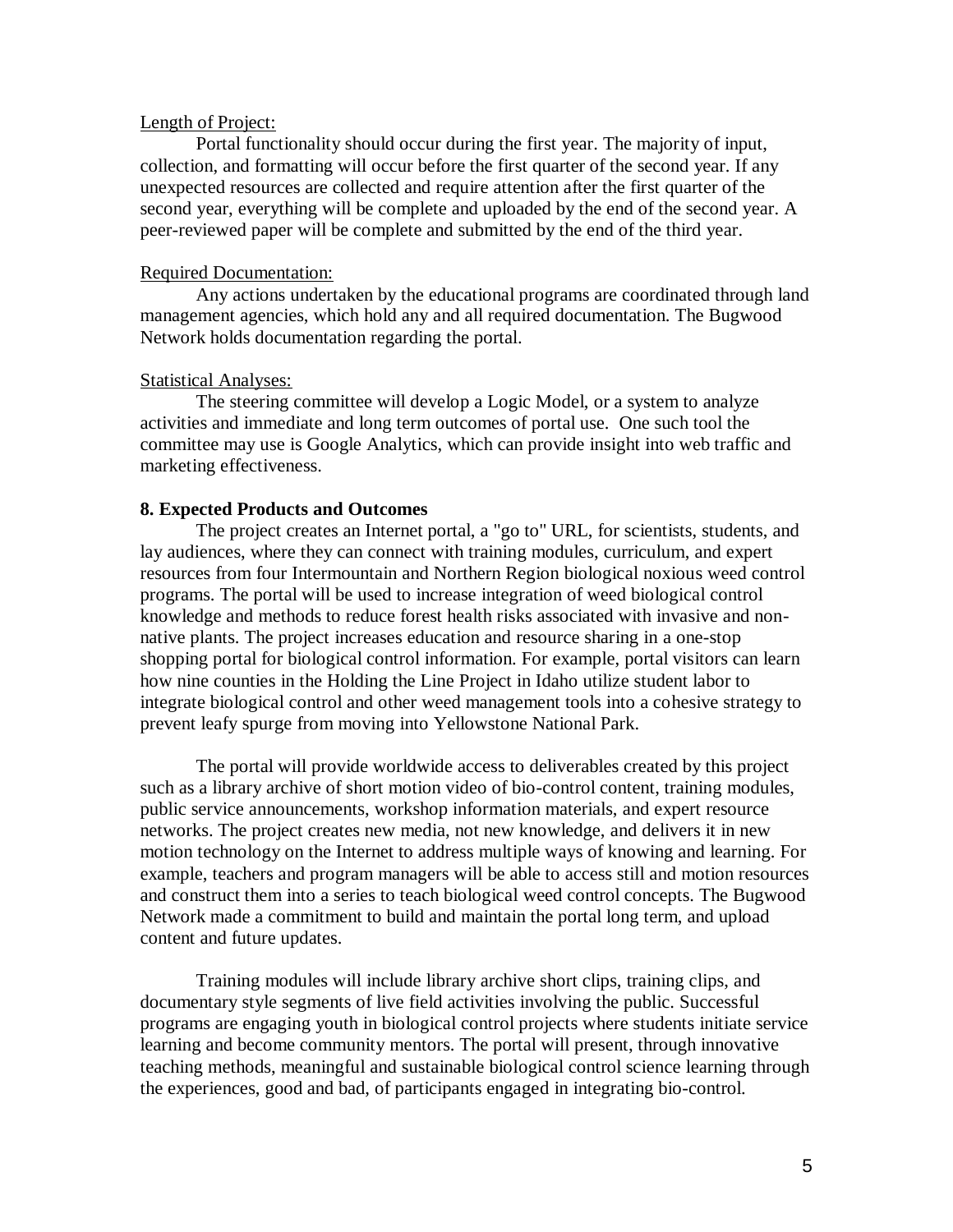Length of Project:

Portal functionality should occur during the first year. The majority of input, collection, and formatting will occur before the first quarter of the second year. If any unexpected resources are collected and require attention after the first quarter of the second year, everything will be complete and uploaded by the end of the second year. A peer-reviewed paper will be complete and submitted by the end of the third year.

Required Documentation:

Any actions undertaken by the educational programs are coordinated through land management agencies, which hold any and all required documentation. The Bugwood Network holds documentation regarding the portal.

Statistical Analyses:

The steering committee will develop a Logic Model, or a system to analyze activities and immediate and long term outcomes of portal use. One such tool the committee may use is Google Analytics, which can provide insight into web traffic and marketing effectiveness.

**8. Expected Products and Outcomes**

The project creates an Internet portal, a "go to" URL, for scientists, students, and lay audiences, where they can connect with training modules, curriculum, and expert resources from four Intermountain and Northern Region biological noxious weed control programs. The portal will be used to increase integration of weed biological control knowledge and methods to reduce forest health risks associated with invasive and non-native plants. The project increases education and resource sharing in a one-stop shopping portal for biological control information. For example, portal visitors can learn how nine counties in the Holding the Line Project in Idaho utilize student labor to integrate biological control and other weed management tools into a cohesive strategy to prevent leafy spurge from moving into Yellowstone National Park.

The portal will provide worldwide access to deliverables created by this project such as a library archive of short motion video of bio-control content, training modules, public service announcements, workshop information materials, and expert resource networks. The project creates new media, not new knowledge, and delivers it in new motion technology on the Internet to address multiple ways of knowing and learning. For example, teachers and program managers will be able to access still and motion resources and construct them into a series to teach biological weed control concepts. The Bugwood Network made a commitment to build and maintain the portal long term, and upload content and future updates.

Training modules will include library archive short clips, training clips, and documentary style segments of live field activities involving the public. Successful programs are engaging youth in biological control projects where students initiate service learning and become community mentors. The portal will present, through innovative teaching methods, meaningful and sustainable biological control science learning through the experiences, good and bad, of participants engaged in integrating bio-control.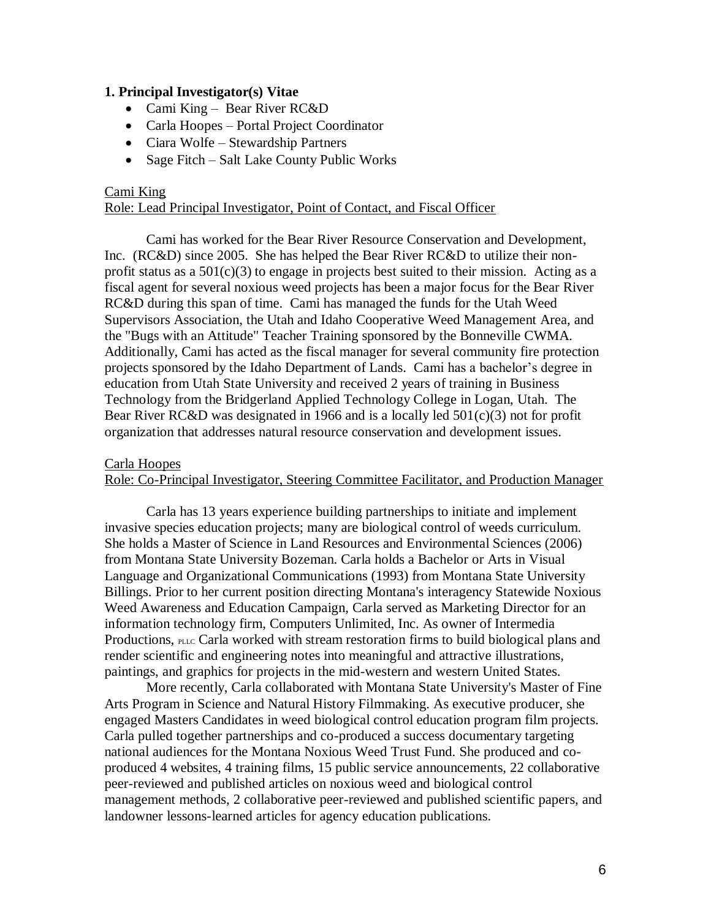## 1. Principal Investigator(s) Vitae

- Cami King – Bear River RC&D
- Carla Hoopes – Portal Project Coordinator
- Ciara Wolfe – Stewardship Partners
- Sage Fitch – Salt Lake County Public Works

<u>Cami King</u>
<u>Role: Lead Principal Investigator, Point of Contact, and Fiscal Officer</u>

Cami has worked for the Bear River Resource Conservation and Development, Inc. (RC&D) since 2005. She has helped the Bear River RC&D to utilize their non-profit status as a 501(c)(3) to engage in projects best suited to their mission. Acting as a fiscal agent for several noxious weed projects has been a major focus for the Bear River RC&D during this span of time. Cami has managed the funds for the Utah Weed Supervisors Association, the Utah and Idaho Cooperative Weed Management Area, and the "Bugs with an Attitude" Teacher Training sponsored by the Bonneville CWMA. Additionally, Cami has acted as the fiscal manager for several community fire protection projects sponsored by the Idaho Department of Lands. Cami has a bachelor's degree in education from Utah State University and received 2 years of training in Business Technology from the Bridgerland Applied Technology College in Logan, Utah. The Bear River RC&D was designated in 1966 and is a locally led 501(c)(3) not for profit organization that addresses natural resource conservation and development issues.

<u>Carla Hoopes</u>
<u>Role: Co-Principal Investigator, Steering Committee Facilitator, and Production Manager</u>

Carla has 13 years experience building partnerships to initiate and implement invasive species education projects; many are biological control of weeds curriculum. She holds a Master of Science in Land Resources and Environmental Sciences (2006) from Montana State University Bozeman. Carla holds a Bachelor or Arts in Visual Language and Organizational Communications (1993) from Montana State University Billings. Prior to her current position directing Montana's interagency Statewide Noxious Weed Awareness and Education Campaign, Carla served as Marketing Director for an information technology firm, Computers Unlimited, Inc. As owner of Intermedia Productions, PLLC Carla worked with stream restoration firms to build biological plans and render scientific and engineering notes into meaningful and attractive illustrations, paintings, and graphics for projects in the mid-western and western United States.

More recently, Carla collaborated with Montana State University's Master of Fine Arts Program in Science and Natural History Filmmaking. As executive producer, she engaged Masters Candidates in weed biological control education program film projects. Carla pulled together partnerships and co-produced a success documentary targeting national audiences for the Montana Noxious Weed Trust Fund. She produced and co-produced 4 websites, 4 training films, 15 public service announcements, 22 collaborative peer-reviewed and published articles on noxious weed and biological control management methods, 2 collaborative peer-reviewed and published scientific papers, and landowner lessons-learned articles for agency education publications.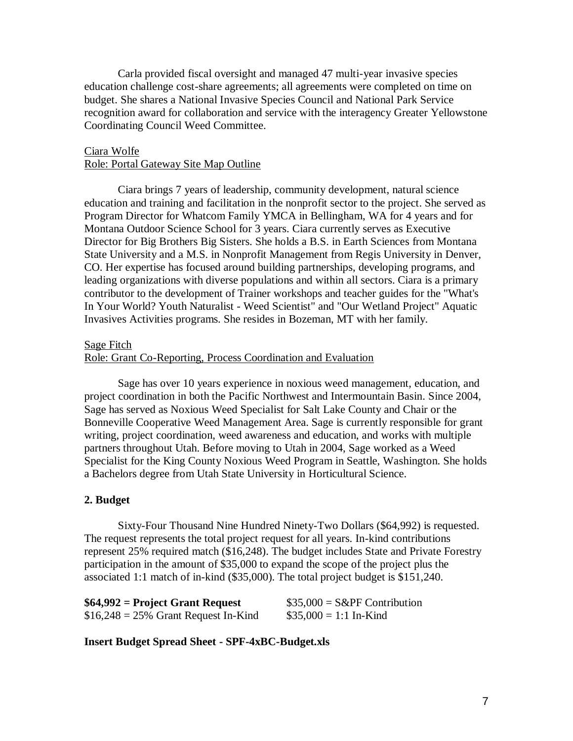Carla provided fiscal oversight and managed 47 multi-year invasive species education challenge cost-share agreements; all agreements were completed on time on budget. She shares a National Invasive Species Council and National Park Service recognition award for collaboration and service with the interagency Greater Yellowstone Coordinating Council Weed Committee.

<u>Ciara Wolfe</u>
<u>Role: Portal Gateway Site Map Outline</u>

Ciara brings 7 years of leadership, community development, natural science education and training and facilitation in the nonprofit sector to the project. She served as Program Director for Whatcom Family YMCA in Bellingham, WA for 4 years and for Montana Outdoor Science School for 3 years. Ciara currently serves as Executive Director for Big Brothers Big Sisters. She holds a B.S. in Earth Sciences from Montana State University and a M.S. in Nonprofit Management from Regis University in Denver, CO. Her expertise has focused around building partnerships, developing programs, and leading organizations with diverse populations and within all sectors. Ciara is a primary contributor to the development of Trainer workshops and teacher guides for the "What's In Your World? Youth Naturalist - Weed Scientist" and "Our Wetland Project" Aquatic Invasives Activities programs. She resides in Bozeman, MT with her family.

<u>Sage Fitch</u>
<u>Role: Grant Co-Reporting, Process Coordination and Evaluation</u>

Sage has over 10 years experience in noxious weed management, education, and project coordination in both the Pacific Northwest and Intermountain Basin. Since 2004, Sage has served as Noxious Weed Specialist for Salt Lake County and Chair or the Bonneville Cooperative Weed Management Area. Sage is currently responsible for grant writing, project coordination, weed awareness and education, and works with multiple partners throughout Utah. Before moving to Utah in 2004, Sage worked as a Weed Specialist for the King County Noxious Weed Program in Seattle, Washington. She holds a Bachelors degree from Utah State University in Horticultural Science.

**2. Budget**

Sixty-Four Thousand Nine Hundred Ninety-Two Dollars ($64,992) is requested. The request represents the total project request for all years. In-kind contributions represent 25% required match ($16,248). The budget includes State and Private Forestry participation in the amount of $35,000 to expand the scope of the project plus the associated 1:1 match of in-kind ($35,000). The total project budget is $151,240.

**$64,992 = Project Grant Request** $35,000 = S&PF Contribution
$16,248 = 25% Grant Request In-Kind $35,000 = 1:1 In-Kind

**Insert Budget Spread Sheet - SPF-4xBC-Budget.xls**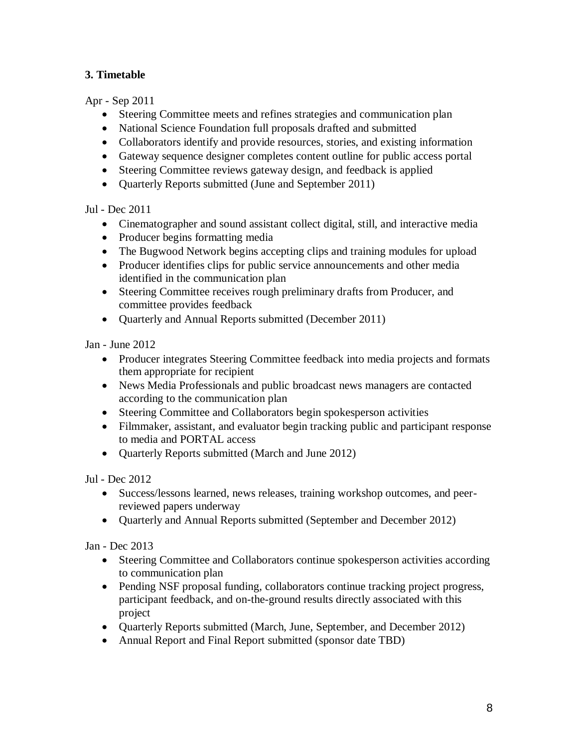### 3. Timetable

Apr - Sep 2011

- Steering Committee meets and refines strategies and communication plan
- National Science Foundation full proposals drafted and submitted
- Collaborators identify and provide resources, stories, and existing information
- Gateway sequence designer completes content outline for public access portal
- Steering Committee reviews gateway design, and feedback is applied
- Quarterly Reports submitted (June and September 2011)

Jul - Dec 2011

- Cinematographer and sound assistant collect digital, still, and interactive media
- Producer begins formatting media
- The Bugwood Network begins accepting clips and training modules for upload
- Producer identifies clips for public service announcements and other media identified in the communication plan
- Steering Committee receives rough preliminary drafts from Producer, and committee provides feedback
- Quarterly and Annual Reports submitted (December 2011)

Jan - June 2012

- Producer integrates Steering Committee feedback into media projects and formats them appropriate for recipient
- News Media Professionals and public broadcast news managers are contacted according to the communication plan
- Steering Committee and Collaborators begin spokesperson activities
- Filmmaker, assistant, and evaluator begin tracking public and participant response to media and PORTAL access
- Quarterly Reports submitted (March and June 2012)

Jul - Dec 2012

- Success/lessons learned, news releases, training workshop outcomes, and peer-reviewed papers underway
- Quarterly and Annual Reports submitted (September and December 2012)

Jan - Dec 2013

- Steering Committee and Collaborators continue spokesperson activities according to communication plan
- Pending NSF proposal funding, collaborators continue tracking project progress, participant feedback, and on-the-ground results directly associated with this project
- Quarterly Reports submitted (March, June, September, and December 2012)
- Annual Report and Final Report submitted (sponsor date TBD)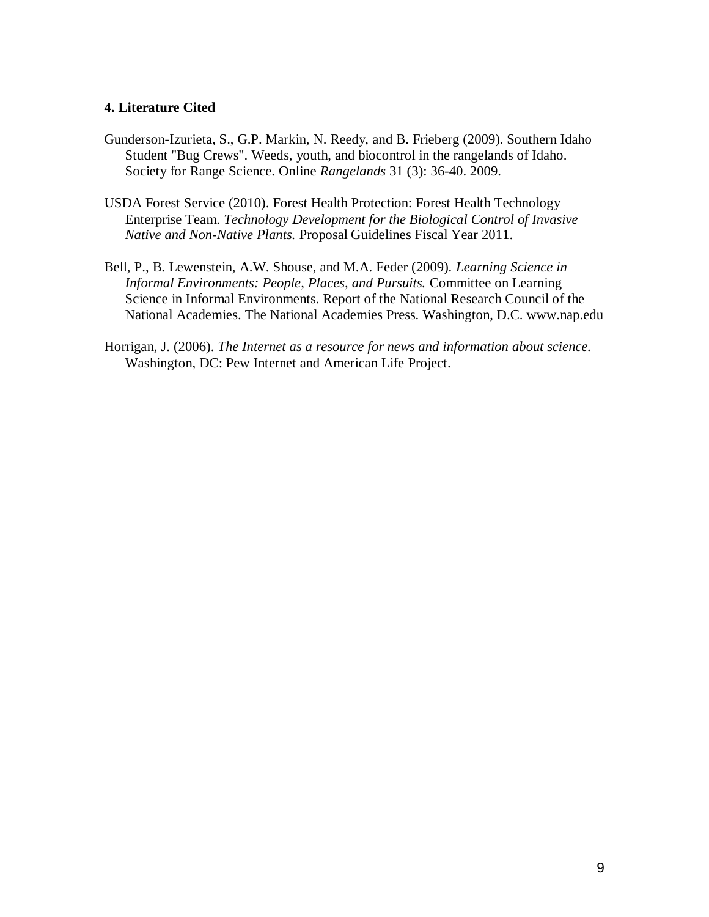**4. Literature Cited**

Gunderson-Izurieta, S., G.P. Markin, N. Reedy, and B. Frieberg (2009). Southern Idaho Student "Bug Crews". Weeds, youth, and biocontrol in the rangelands of Idaho. Society for Range Science. Online *Rangelands* 31 (3): 36-40. 2009.

USDA Forest Service (2010). Forest Health Protection: Forest Health Technology Enterprise Team. *Technology Development for the Biological Control of Invasive Native and Non-Native Plants.* Proposal Guidelines Fiscal Year 2011.

Bell, P., B. Lewenstein, A.W. Shouse, and M.A. Feder (2009). *Learning Science in Informal Environments: People, Places, and Pursuits.* Committee on Learning Science in Informal Environments. Report of the National Research Council of the National Academies. The National Academies Press. Washington, D.C. www.nap.edu

Horrigan, J. (2006). *The Internet as a resource for news and information about science.* Washington, DC: Pew Internet and American Life Project.